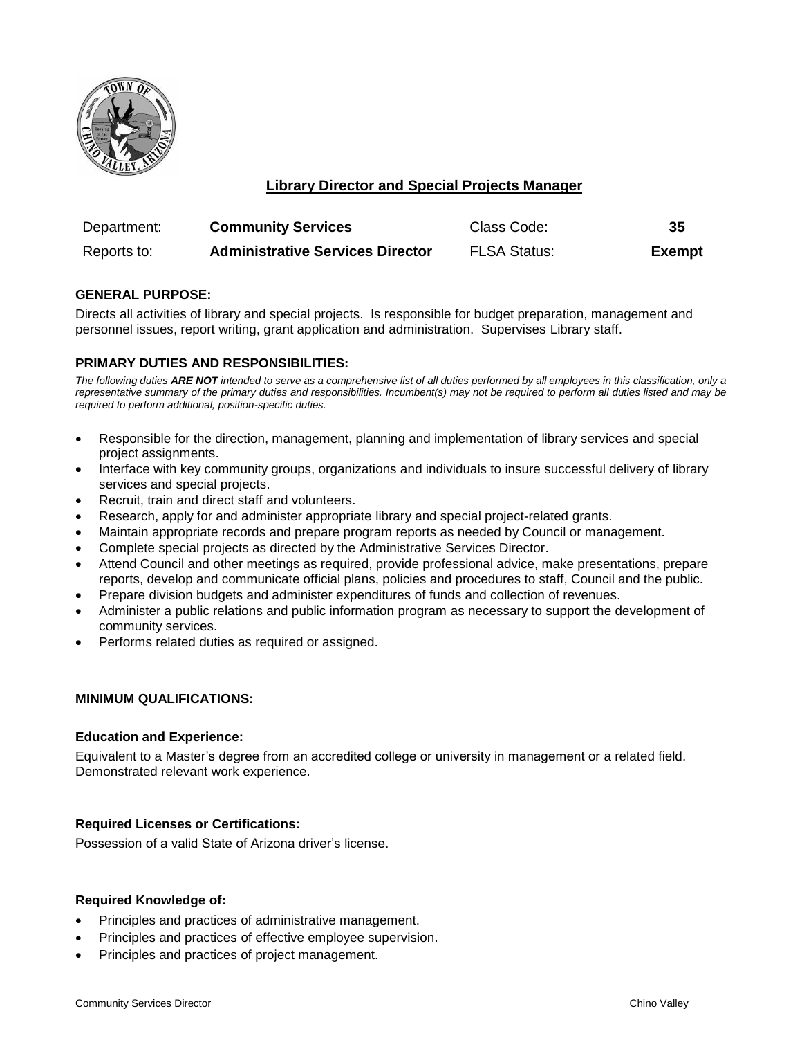# Library Director and Special Projects Manager

| Department: | **Community Services** | Class Code: | **35** |
|---|---|---|---|
| Reports to: | **Administrative Services Director** | FLSA Status: | **Exempt** |

## GENERAL PURPOSE:

Directs all activities of library and special projects. Is responsible for budget preparation, management and personnel issues, report writing, grant application and administration. Supervises Library staff.

## PRIMARY DUTIES AND RESPONSIBILITIES:

*The following duties **ARE NOT** intended to serve as a comprehensive list of all duties performed by all employees in this classification, only a representative summary of the primary duties and responsibilities. Incumbent(s) may not be required to perform all duties listed and may be required to perform additional, position-specific duties.*

- Responsible for the direction, management, planning and implementation of library services and special project assignments.
- Interface with key community groups, organizations and individuals to insure successful delivery of library services and special projects.
- Recruit, train and direct staff and volunteers.
- Research, apply for and administer appropriate library and special project-related grants.
- Maintain appropriate records and prepare program reports as needed by Council or management.
- Complete special projects as directed by the Administrative Services Director.
- Attend Council and other meetings as required, provide professional advice, make presentations, prepare reports, develop and communicate official plans, policies and procedures to staff, Council and the public.
- Prepare division budgets and administer expenditures of funds and collection of revenues.
- Administer a public relations and public information program as necessary to support the development of community services.
- Performs related duties as required or assigned.

## MINIMUM QUALIFICATIONS:

### Education and Experience:

Equivalent to a Master's degree from an accredited college or university in management or a related field. Demonstrated relevant work experience.

### Required Licenses or Certifications:

Possession of a valid State of Arizona driver's license.

### Required Knowledge of:

- Principles and practices of administrative management.
- Principles and practices of effective employee supervision.
- Principles and practices of project management.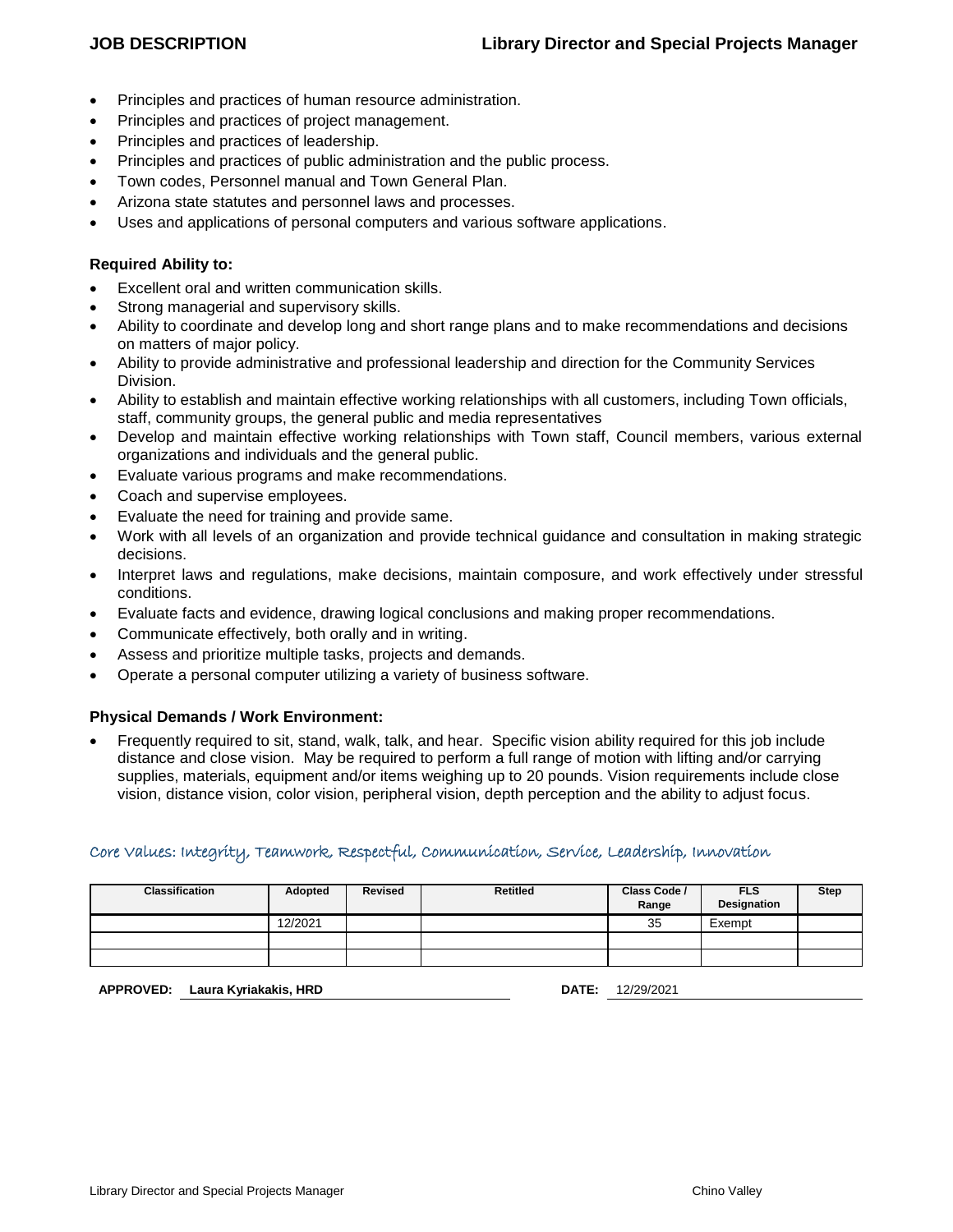- Principles and practices of human resource administration.
- Principles and practices of project management.
- Principles and practices of leadership.
- Principles and practices of public administration and the public process.
- Town codes, Personnel manual and Town General Plan.
- Arizona state statutes and personnel laws and processes.
- Uses and applications of personal computers and various software applications.

**Required Ability to:**

- Excellent oral and written communication skills.
- Strong managerial and supervisory skills.
- Ability to coordinate and develop long and short range plans and to make recommendations and decisions on matters of major policy.
- Ability to provide administrative and professional leadership and direction for the Community Services Division.
- Ability to establish and maintain effective working relationships with all customers, including Town officials, staff, community groups, the general public and media representatives
- Develop and maintain effective working relationships with Town staff, Council members, various external organizations and individuals and the general public.
- Evaluate various programs and make recommendations.
- Coach and supervise employees.
- Evaluate the need for training and provide same.
- Work with all levels of an organization and provide technical guidance and consultation in making strategic decisions.
- Interpret laws and regulations, make decisions, maintain composure, and work effectively under stressful conditions.
- Evaluate facts and evidence, drawing logical conclusions and making proper recommendations.
- Communicate effectively, both orally and in writing.
- Assess and prioritize multiple tasks, projects and demands.
- Operate a personal computer utilizing a variety of business software.

**Physical Demands / Work Environment:**

- Frequently required to sit, stand, walk, talk, and hear. Specific vision ability required for this job include distance and close vision. May be required to perform a full range of motion with lifting and/or carrying supplies, materials, equipment and/or items weighing up to 20 pounds. Vision requirements include close vision, distance vision, color vision, peripheral vision, depth perception and the ability to adjust focus.

Core Values: Integrity, Teamwork, Respectful, Communication, Service, Leadership, Innovation

| Classification | Adopted | Revised | Retitled | Class Code / Range | FLS Designation | Step |
|---|---|---|---|---|---|---|
| | 12/2021 | | | 35 | Exempt | |
| | | | | | | |
| | | | | | | |

**APPROVED:** **Laura Kyriakakis, HRD** **DATE:** 12/29/2021